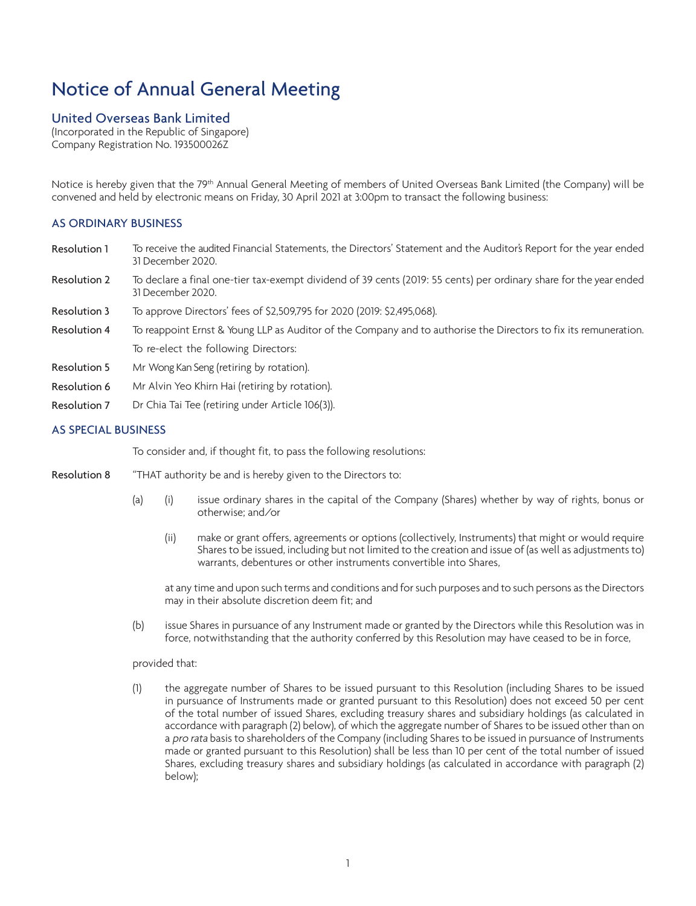# Notice of Annual General Meeting

## United Overseas Bank Limited

(Incorporated in the Republic of Singapore)
Company Registration No. 193500026Z

Notice is hereby given that the 79th Annual General Meeting of members of United Overseas Bank Limited (the Company) will be convened and held by electronic means on Friday, 30 April 2021 at 3:00pm to transact the following business:

### AS ORDINARY BUSINESS

**Resolution 1** To receive the audited Financial Statements, the Directors' Statement and the Auditor's Report for the year ended 31 December 2020.

**Resolution 2** To declare a final one-tier tax-exempt dividend of 39 cents (2019: 55 cents) per ordinary share for the year ended 31 December 2020.

**Resolution 3** To approve Directors' fees of $2,509,795 for 2020 (2019: $2,495,068).

**Resolution 4** To reappoint Ernst & Young LLP as Auditor of the Company and to authorise the Directors to fix its remuneration.

To re-elect the following Directors:

**Resolution 5** Mr Wong Kan Seng (retiring by rotation).

**Resolution 6** Mr Alvin Yeo Khirn Hai (retiring by rotation).

**Resolution 7** Dr Chia Tai Tee (retiring under Article 106(3)).

### AS SPECIAL BUSINESS

To consider and, if thought fit, to pass the following resolutions:

**Resolution 8** "THAT authority be and is hereby given to the Directors to:

(a) (i) issue ordinary shares in the capital of the Company (Shares) whether by way of rights, bonus or otherwise; and/or

(ii) make or grant offers, agreements or options (collectively, Instruments) that might or would require Shares to be issued, including but not limited to the creation and issue of (as well as adjustments to) warrants, debentures or other instruments convertible into Shares,

at any time and upon such terms and conditions and for such purposes and to such persons as the Directors may in their absolute discretion deem fit; and

(b) issue Shares in pursuance of any Instrument made or granted by the Directors while this Resolution was in force, notwithstanding that the authority conferred by this Resolution may have ceased to be in force,

provided that:

(1) the aggregate number of Shares to be issued pursuant to this Resolution (including Shares to be issued in pursuance of Instruments made or granted pursuant to this Resolution) does not exceed 50 per cent of the total number of issued Shares, excluding treasury shares and subsidiary holdings (as calculated in accordance with paragraph (2) below), of which the aggregate number of Shares to be issued other than on a *pro rata* basis to shareholders of the Company (including Shares to be issued in pursuance of Instruments made or granted pursuant to this Resolution) shall be less than 10 per cent of the total number of issued Shares, excluding treasury shares and subsidiary holdings (as calculated in accordance with paragraph (2) below);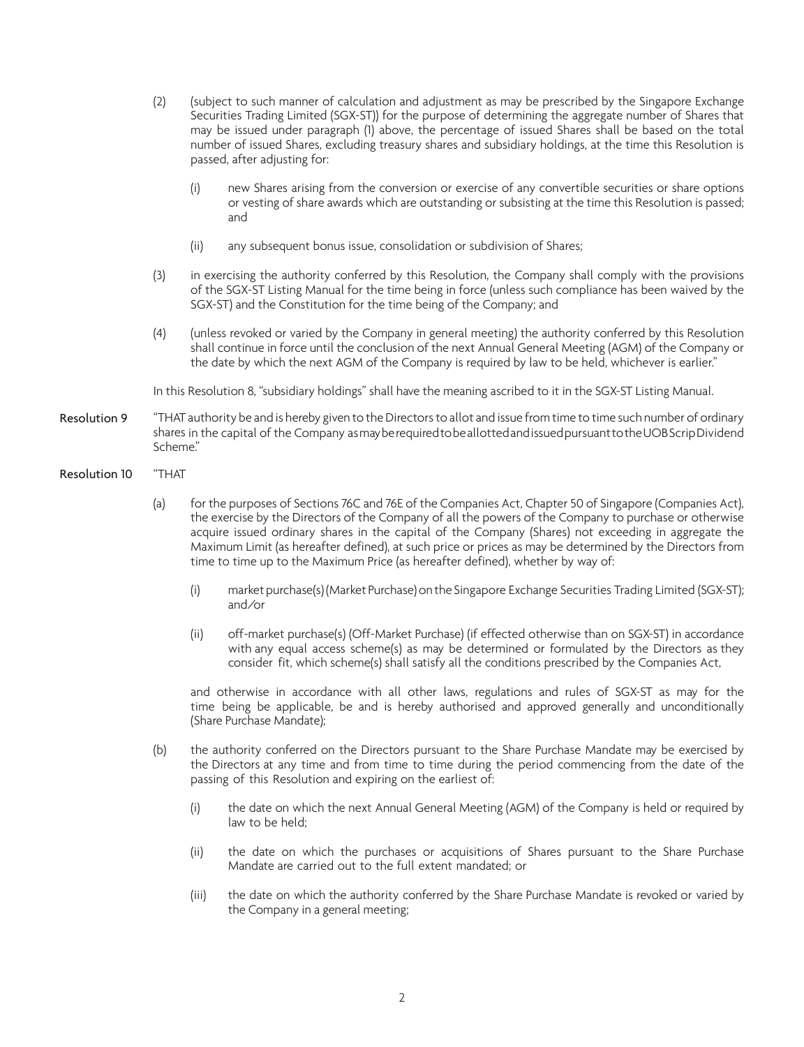(2) (subject to such manner of calculation and adjustment as may be prescribed by the Singapore Exchange Securities Trading Limited (SGX-ST)) for the purpose of determining the aggregate number of Shares that may be issued under paragraph (1) above, the percentage of issued Shares shall be based on the total number of issued Shares, excluding treasury shares and subsidiary holdings, at the time this Resolution is passed, after adjusting for:

   (i) new Shares arising from the conversion or exercise of any convertible securities or share options or vesting of share awards which are outstanding or subsisting at the time this Resolution is passed; and

   (ii) any subsequent bonus issue, consolidation or subdivision of Shares;

(3) in exercising the authority conferred by this Resolution, the Company shall comply with the provisions of the SGX-ST Listing Manual for the time being in force (unless such compliance has been waived by the SGX-ST) and the Constitution for the time being of the Company; and

(4) (unless revoked or varied by the Company in general meeting) the authority conferred by this Resolution shall continue in force until the conclusion of the next Annual General Meeting (AGM) of the Company or the date by which the next AGM of the Company is required by law to be held, whichever is earlier."

In this Resolution 8, "subsidiary holdings" shall have the meaning ascribed to it in the SGX-ST Listing Manual.

**Resolution 9** "THAT authority be and is hereby given to the Directors to allot and issue from time to time such number of ordinary shares in the capital of the Company as may be required to be allotted and issued pursuant to the UOB Scrip Dividend Scheme."

**Resolution 10** "THAT

(a) for the purposes of Sections 76C and 76E of the Companies Act, Chapter 50 of Singapore (Companies Act), the exercise by the Directors of the Company of all the powers of the Company to purchase or otherwise acquire issued ordinary shares in the capital of the Company (Shares) not exceeding in aggregate the Maximum Limit (as hereafter defined), at such price or prices as may be determined by the Directors from time to time up to the Maximum Price (as hereafter defined), whether by way of:

   (i) market purchase(s) (Market Purchase) on the Singapore Exchange Securities Trading Limited (SGX-ST); and/or

   (ii) off-market purchase(s) (Off-Market Purchase) (if effected otherwise than on SGX-ST) in accordance with any equal access scheme(s) as may be determined or formulated by the Directors as they consider fit, which scheme(s) shall satisfy all the conditions prescribed by the Companies Act,

   and otherwise in accordance with all other laws, regulations and rules of SGX-ST as may for the time being be applicable, be and is hereby authorised and approved generally and unconditionally (Share Purchase Mandate);

(b) the authority conferred on the Directors pursuant to the Share Purchase Mandate may be exercised by the Directors at any time and from time to time during the period commencing from the date of the passing of this Resolution and expiring on the earliest of:

   (i) the date on which the next Annual General Meeting (AGM) of the Company is held or required by law to be held;

   (ii) the date on which the purchases or acquisitions of Shares pursuant to the Share Purchase Mandate are carried out to the full extent mandated; or

   (iii) the date on which the authority conferred by the Share Purchase Mandate is revoked or varied by the Company in a general meeting;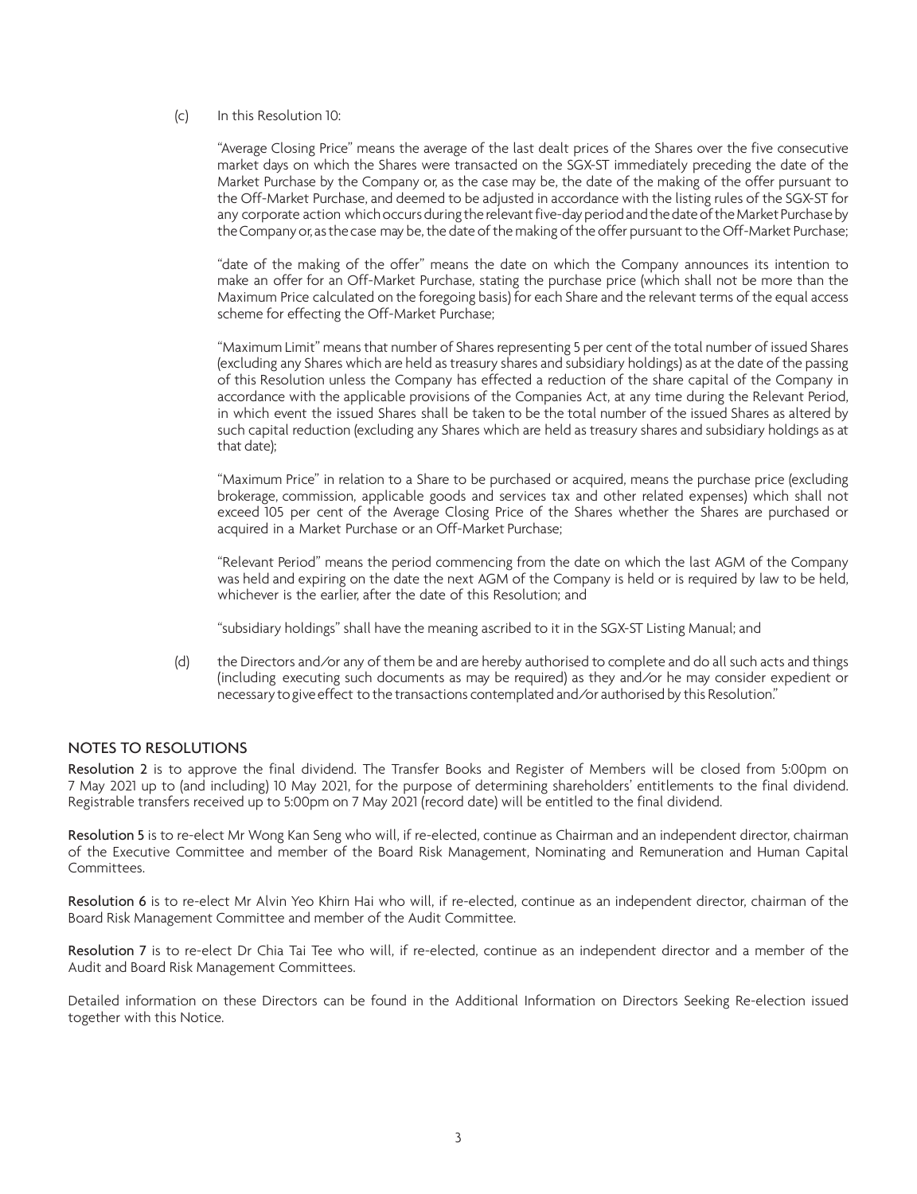(c) In this Resolution 10:

"Average Closing Price" means the average of the last dealt prices of the Shares over the five consecutive market days on which the Shares were transacted on the SGX-ST immediately preceding the date of the Market Purchase by the Company or, as the case may be, the date of the making of the offer pursuant to the Off-Market Purchase, and deemed to be adjusted in accordance with the listing rules of the SGX-ST for any corporate action which occurs during the relevant five-day period and the date of the Market Purchase by the Company or, as the case may be, the date of the making of the offer pursuant to the Off-Market Purchase;

"date of the making of the offer" means the date on which the Company announces its intention to make an offer for an Off-Market Purchase, stating the purchase price (which shall not be more than the Maximum Price calculated on the foregoing basis) for each Share and the relevant terms of the equal access scheme for effecting the Off-Market Purchase;

"Maximum Limit" means that number of Shares representing 5 per cent of the total number of issued Shares (excluding any Shares which are held as treasury shares and subsidiary holdings) as at the date of the passing of this Resolution unless the Company has effected a reduction of the share capital of the Company in accordance with the applicable provisions of the Companies Act, at any time during the Relevant Period, in which event the issued Shares shall be taken to be the total number of the issued Shares as altered by such capital reduction (excluding any Shares which are held as treasury shares and subsidiary holdings as at that date);

"Maximum Price" in relation to a Share to be purchased or acquired, means the purchase price (excluding brokerage, commission, applicable goods and services tax and other related expenses) which shall not exceed 105 per cent of the Average Closing Price of the Shares whether the Shares are purchased or acquired in a Market Purchase or an Off-Market Purchase;

"Relevant Period" means the period commencing from the date on which the last AGM of the Company was held and expiring on the date the next AGM of the Company is held or is required by law to be held, whichever is the earlier, after the date of this Resolution; and

"subsidiary holdings" shall have the meaning ascribed to it in the SGX-ST Listing Manual; and

(d) the Directors and/or any of them be and are hereby authorised to complete and do all such acts and things (including executing such documents as may be required) as they and/or he may consider expedient or necessary to give effect to the transactions contemplated and/or authorised by this Resolution."

## NOTES TO RESOLUTIONS

**Resolution 2** is to approve the final dividend. The Transfer Books and Register of Members will be closed from 5:00pm on 7 May 2021 up to (and including) 10 May 2021, for the purpose of determining shareholders' entitlements to the final dividend. Registrable transfers received up to 5:00pm on 7 May 2021 (record date) will be entitled to the final dividend.

**Resolution 5** is to re-elect Mr Wong Kan Seng who will, if re-elected, continue as Chairman and an independent director, chairman of the Executive Committee and member of the Board Risk Management, Nominating and Remuneration and Human Capital Committees.

**Resolution 6** is to re-elect Mr Alvin Yeo Khirn Hai who will, if re-elected, continue as an independent director, chairman of the Board Risk Management Committee and member of the Audit Committee.

**Resolution 7** is to re-elect Dr Chia Tai Tee who will, if re-elected, continue as an independent director and a member of the Audit and Board Risk Management Committees.

Detailed information on these Directors can be found in the Additional Information on Directors Seeking Re-election issued together with this Notice.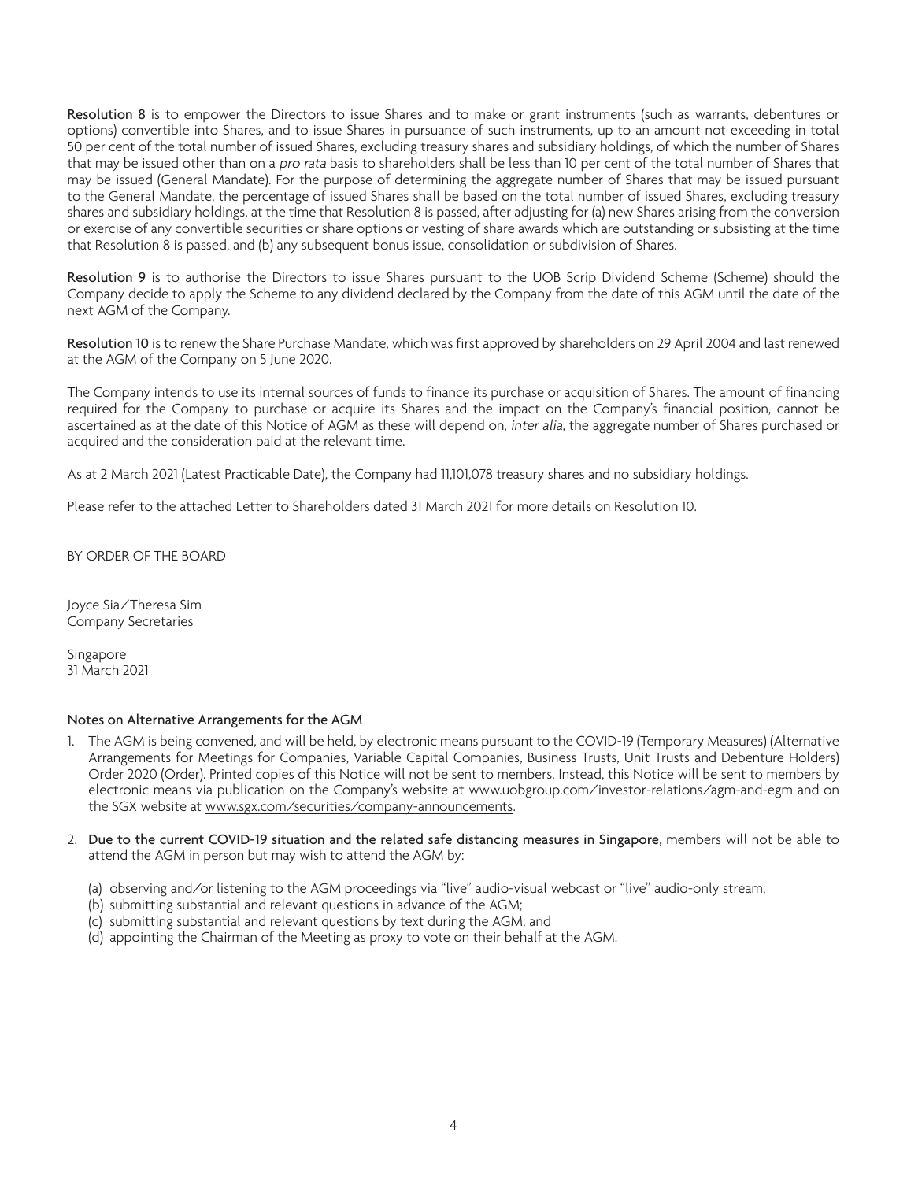**Resolution 8** is to empower the Directors to issue Shares and to make or grant instruments (such as warrants, debentures or options) convertible into Shares, and to issue Shares in pursuance of such instruments, up to an amount not exceeding in total 50 per cent of the total number of issued Shares, excluding treasury shares and subsidiary holdings, of which the number of Shares that may be issued other than on a *pro rata* basis to shareholders shall be less than 10 per cent of the total number of Shares that may be issued (General Mandate). For the purpose of determining the aggregate number of Shares that may be issued pursuant to the General Mandate, the percentage of issued Shares shall be based on the total number of issued Shares, excluding treasury shares and subsidiary holdings, at the time that Resolution 8 is passed, after adjusting for (a) new Shares arising from the conversion or exercise of any convertible securities or share options or vesting of share awards which are outstanding or subsisting at the time that Resolution 8 is passed, and (b) any subsequent bonus issue, consolidation or subdivision of Shares.

**Resolution 9** is to authorise the Directors to issue Shares pursuant to the UOB Scrip Dividend Scheme (Scheme) should the Company decide to apply the Scheme to any dividend declared by the Company from the date of this AGM until the date of the next AGM of the Company.

**Resolution 10** is to renew the Share Purchase Mandate, which was first approved by shareholders on 29 April 2004 and last renewed at the AGM of the Company on 5 June 2020.

The Company intends to use its internal sources of funds to finance its purchase or acquisition of Shares. The amount of financing required for the Company to purchase or acquire its Shares and the impact on the Company's financial position, cannot be ascertained as at the date of this Notice of AGM as these will depend on, *inter alia*, the aggregate number of Shares purchased or acquired and the consideration paid at the relevant time.

As at 2 March 2021 (Latest Practicable Date), the Company had 11,101,078 treasury shares and no subsidiary holdings.

Please refer to the attached Letter to Shareholders dated 31 March 2021 for more details on Resolution 10.

BY ORDER OF THE BOARD

Joyce Sia/Theresa Sim
Company Secretaries

Singapore
31 March 2021

## Notes on Alternative Arrangements for the AGM

1. The AGM is being convened, and will be held, by electronic means pursuant to the COVID-19 (Temporary Measures) (Alternative Arrangements for Meetings for Companies, Variable Capital Companies, Business Trusts, Unit Trusts and Debenture Holders) Order 2020 (Order). Printed copies of this Notice will not be sent to members. Instead, this Notice will be sent to members by electronic means via publication on the Company's website at www.uobgroup.com/investor-relations/agm-and-egm and on the SGX website at www.sgx.com/securities/company-announcements.

2. **Due to the current COVID-19 situation and the related safe distancing measures in Singapore,** members will not be able to attend the AGM in person but may wish to attend the AGM by:

   (a) observing and/or listening to the AGM proceedings via "live" audio-visual webcast or "live" audio-only stream;
   (b) submitting substantial and relevant questions in advance of the AGM;
   (c) submitting substantial and relevant questions by text during the AGM; and
   (d) appointing the Chairman of the Meeting as proxy to vote on their behalf at the AGM.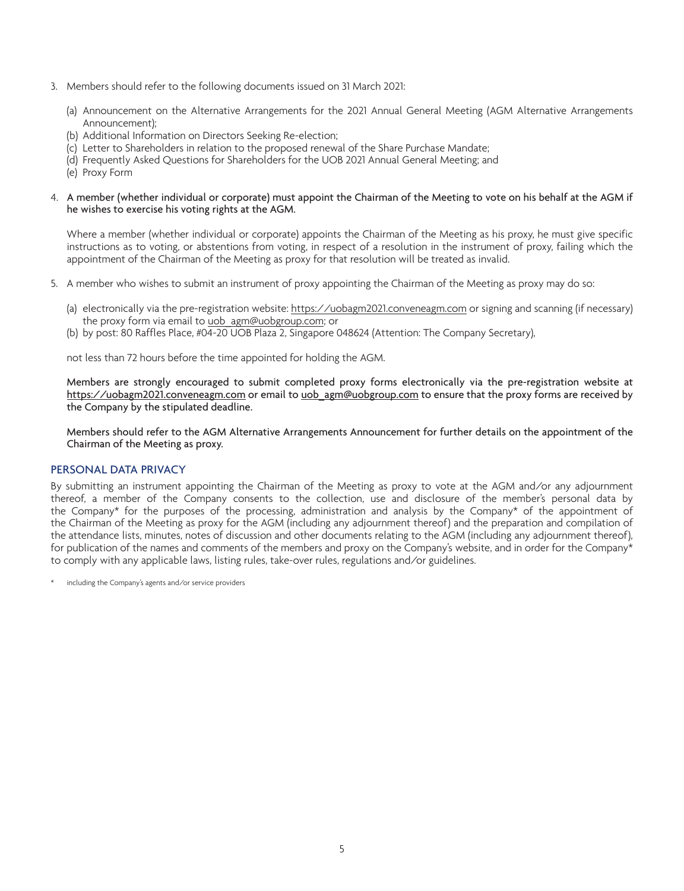3. Members should refer to the following documents issued on 31 March 2021:

   (a) Announcement on the Alternative Arrangements for the 2021 Annual General Meeting (AGM Alternative Arrangements Announcement);
   (b) Additional Information on Directors Seeking Re-election;
   (c) Letter to Shareholders in relation to the proposed renewal of the Share Purchase Mandate;
   (d) Frequently Asked Questions for Shareholders for the UOB 2021 Annual General Meeting; and
   (e) Proxy Form

4. **A member (whether individual or corporate) must appoint the Chairman of the Meeting to vote on his behalf at the AGM if he wishes to exercise his voting rights at the AGM.**

   Where a member (whether individual or corporate) appoints the Chairman of the Meeting as his proxy, he must give specific instructions as to voting, or abstentions from voting, in respect of a resolution in the instrument of proxy, failing which the appointment of the Chairman of the Meeting as proxy for that resolution will be treated as invalid.

5. A member who wishes to submit an instrument of proxy appointing the Chairman of the Meeting as proxy may do so:

   (a) electronically via the pre-registration website: https://uobagm2021.conveneagm.com or signing and scanning (if necessary) the proxy form via email to uob_agm@uobgroup.com; or
   (b) by post: 80 Raffles Place, #04-20 UOB Plaza 2, Singapore 048624 (Attention: The Company Secretary),

   not less than 72 hours before the time appointed for holding the AGM.

   **Members are strongly encouraged to submit completed proxy forms electronically via the pre-registration website at https://uobagm2021.conveneagm.com or email to uob_agm@uobgroup.com to ensure that the proxy forms are received by the Company by the stipulated deadline.**

   **Members should refer to the AGM Alternative Arrangements Announcement for further details on the appointment of the Chairman of the Meeting as proxy.**

## PERSONAL DATA PRIVACY

By submitting an instrument appointing the Chairman of the Meeting as proxy to vote at the AGM and/or any adjournment thereof, a member of the Company consents to the collection, use and disclosure of the member's personal data by the Company* for the purposes of the processing, administration and analysis by the Company* of the appointment of the Chairman of the Meeting as proxy for the AGM (including any adjournment thereof) and the preparation and compilation of the attendance lists, minutes, notes of discussion and other documents relating to the AGM (including any adjournment thereof), for publication of the names and comments of the members and proxy on the Company's website, and in order for the Company* to comply with any applicable laws, listing rules, take-over rules, regulations and/or guidelines.

\* including the Company's agents and/or service providers